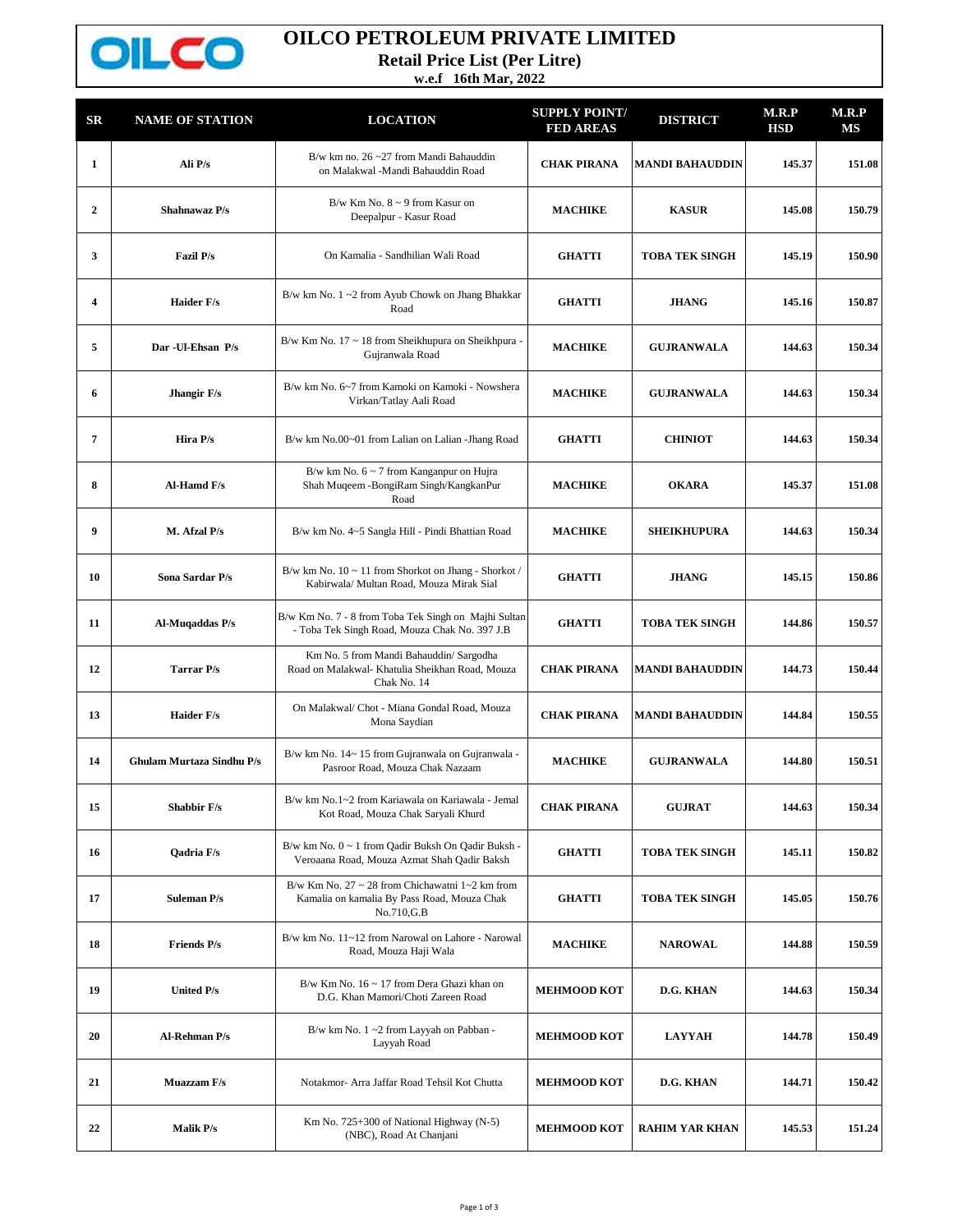# OILCO PETROLEUM PRIVATE LIMITED

## Retail Price List (Per Litre)

**w.e.f 16th Mar, 2022**

| SR | NAME OF STATION | LOCATION | SUPPLY POINT/ FED AREAS | DISTRICT | M.R.P HSD | M.R.P MS |
|---|---|---|---|---|---|---|
| 1 | Ali P/s | B/w km no. 26 ~27 from Mandi Bahauddin on Malakwal -Mandi Bahauddin Road | CHAK PIRANA | MANDI BAHAUDDIN | 145.37 | 151.08 |
| 2 | Shahnawaz P/s | B/w Km No. 8 ~ 9 from Kasur on Deepalpur - Kasur Road | MACHIKE | KASUR | 145.08 | 150.79 |
| 3 | Fazil P/s | On Kamalia - Sandhilian Wali Road | GHATTI | TOBA TEK SINGH | 145.19 | 150.90 |
| 4 | Haider F/s | B/w km No. 1 ~2 from Ayub Chowk on Jhang Bhakkar Road | GHATTI | JHANG | 145.16 | 150.87 |
| 5 | Dar -Ul-Ehsan P/s | B/w Km No. 17 ~ 18 from Sheikhupura on Sheikhpura - Gujranwala Road | MACHIKE | GUJRANWALA | 144.63 | 150.34 |
| 6 | Jhangir F/s | B/w km No. 6~7 from Kamoki on Kamoki - Nowshera Virkan/Tatlay Aali Road | MACHIKE | GUJRANWALA | 144.63 | 150.34 |
| 7 | Hira P/s | B/w km No.00~01 from Lalian on Lalian -Jhang Road | GHATTI | CHINIOT | 144.63 | 150.34 |
| 8 | Al-Hamd F/s | B/w km No. 6 ~ 7 from Kanganpur on Hujra Shah Muqeem -BongiRam Singh/KangkanPur Road | MACHIKE | OKARA | 145.37 | 151.08 |
| 9 | M. Afzal P/s | B/w km No. 4~5 Sangla Hill - Pindi Bhattian Road | MACHIKE | SHEIKHUPURA | 144.63 | 150.34 |
| 10 | Sona Sardar P/s | B/w km No. 10 ~ 11 from Shorkot on Jhang - Shorkot / Kabirwala/ Multan Road, Mouza Mirak Sial | GHATTI | JHANG | 145.15 | 150.86 |
| 11 | Al-Muqaddas P/s | B/w Km No. 7 - 8 from Toba Tek Singh on Majhi Sultan - Toba Tek Singh Road, Mouza Chak No. 397 J.B | GHATTI | TOBA TEK SINGH | 144.86 | 150.57 |
| 12 | Tarrar P/s | Km No. 5 from Mandi Bahauddin/ Sargodha Road on Malakwal- Khatulia Sheikhan Road, Mouza Chak No. 14 | CHAK PIRANA | MANDI BAHAUDDIN | 144.73 | 150.44 |
| 13 | Haider F/s | On Malakwal/ Chot - Miana Gondal Road, Mouza Mona Saydian | CHAK PIRANA | MANDI BAHAUDDIN | 144.84 | 150.55 |
| 14 | Ghulam Murtaza Sindhu P/s | B/w km No. 14~ 15 from Gujranwala on Gujranwala - Pasroor Road, Mouza Chak Nazaam | MACHIKE | GUJRANWALA | 144.80 | 150.51 |
| 15 | Shabbir F/s | B/w km No.1~2 from Kariawala on Kariawala - Jemal Kot Road, Mouza Chak Saryali Khurd | CHAK PIRANA | GUJRAT | 144.63 | 150.34 |
| 16 | Qadria F/s | B/w km No. 0 ~ 1 from Qadir Buksh On Qadir Buksh - Veroaana Road, Mouza Azmat Shah Qadir Baksh | GHATTI | TOBA TEK SINGH | 145.11 | 150.82 |
| 17 | Suleman P/s | B/w Km No. 27 ~ 28 from Chichawatni 1~2 km from Kamalia on kamalia By Pass Road, Mouza Chak No.710,G.B | GHATTI | TOBA TEK SINGH | 145.05 | 150.76 |
| 18 | Friends P/s | B/w km No. 11~12 from Narowal on Lahore - Narowal Road, Mouza Haji Wala | MACHIKE | NAROWAL | 144.88 | 150.59 |
| 19 | United P/s | B/w Km No. 16 ~ 17 from Dera Ghazi khan on D.G. Khan Mamori/Choti Zareen Road | MEHMOOD KOT | D.G. KHAN | 144.63 | 150.34 |
| 20 | Al-Rehman P/s | B/w km No. 1 ~2 from Layyah on Pabban - Layyah Road | MEHMOOD KOT | LAYYAH | 144.78 | 150.49 |
| 21 | Muazzam F/s | Notakmor- Arra Jaffar Road Tehsil Kot Chutta | MEHMOOD KOT | D.G. KHAN | 144.71 | 150.42 |
| 22 | Malik P/s | Km No. 725+300 of National Highway (N-5) (NBC), Road At Chanjani | MEHMOOD KOT | RAHIM YAR KHAN | 145.53 | 151.24 |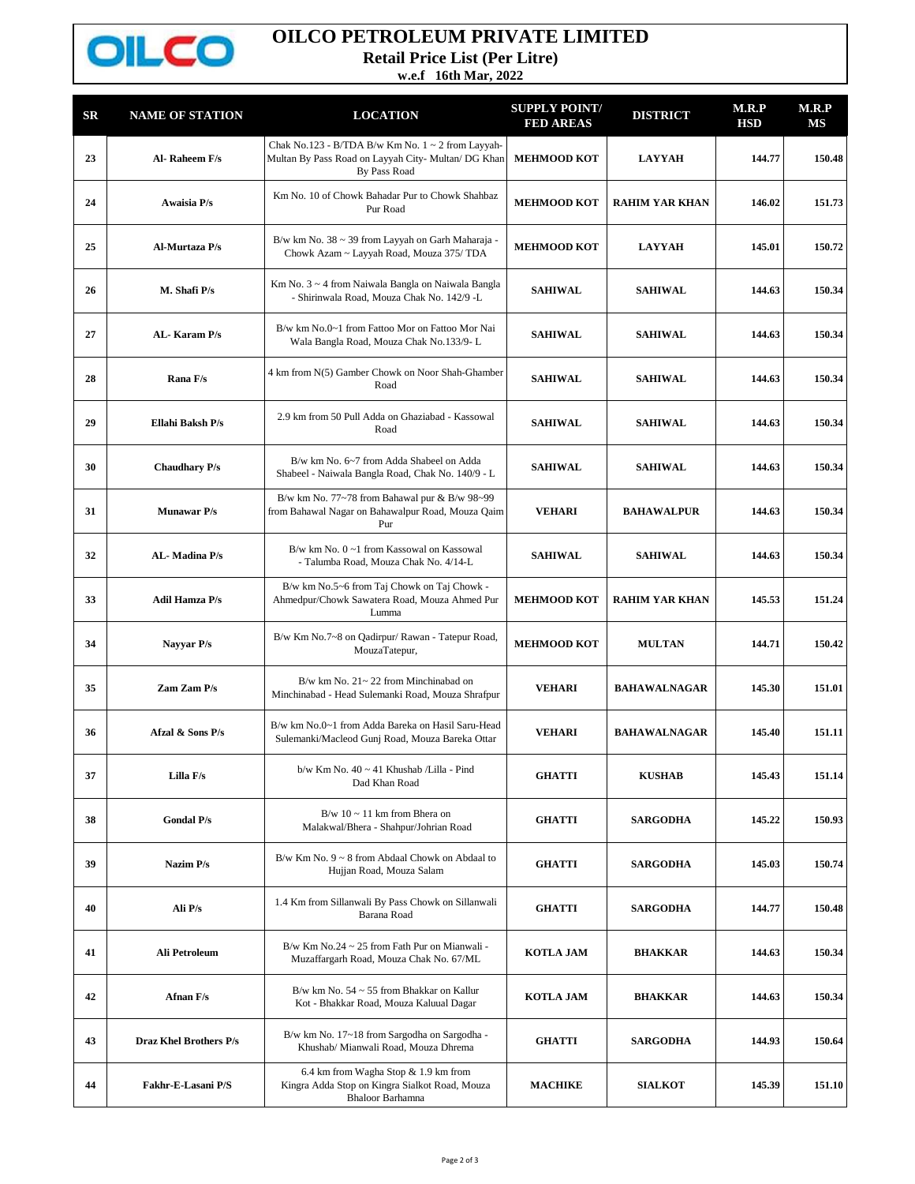# OILCO PETROLEUM PRIVATE LIMITED

**Retail Price List (Per Litre)**

**w.e.f 16th Mar, 2022**

| SR | NAME OF STATION | LOCATION | SUPPLY POINT/ FED AREAS | DISTRICT | M.R.P HSD | M.R.P MS |
|---|---|---|---|---|---|---|
| 23 | Al- Raheem F/s | Chak No.123 - B/TDA B/w Km No. 1 ~ 2 from Layyah-Multan By Pass Road on Layyah City- Multan/ DG Khan By Pass Road | MEHMOOD KOT | LAYYAH | 144.77 | 150.48 |
| 24 | Awaisia P/s | Km No. 10 of Chowk Bahadar Pur to Chowk Shahbaz Pur Road | MEHMOOD KOT | RAHIM YAR KHAN | 146.02 | 151.73 |
| 25 | Al-Murtaza P/s | B/w km No. 38 ~ 39 from Layyah on Garh Maharaja - Chowk Azam ~ Layyah Road, Mouza 375/ TDA | MEHMOOD KOT | LAYYAH | 145.01 | 150.72 |
| 26 | M. Shafi P/s | Km No. 3 ~ 4 from Naiwala Bangla on Naiwala Bangla - Shirinwala Road, Mouza Chak No. 142/9 -L | SAHIWAL | SAHIWAL | 144.63 | 150.34 |
| 27 | AL- Karam P/s | B/w km No.0~1 from Fattoo Mor on Fattoo Mor Nai Wala Bangla Road, Mouza Chak No.133/9- L | SAHIWAL | SAHIWAL | 144.63 | 150.34 |
| 28 | Rana F/s | 4 km from N(5) Gamber Chowk on Noor Shah-Ghamber Road | SAHIWAL | SAHIWAL | 144.63 | 150.34 |
| 29 | Ellahi Baksh P/s | 2.9 km from 50 Pull Adda on Ghaziabad - Kassowal Road | SAHIWAL | SAHIWAL | 144.63 | 150.34 |
| 30 | Chaudhary P/s | B/w km No. 6~7 from Adda Shabeel on Adda Shabeel - Naiwala Bangla Road, Chak No. 140/9 - L | SAHIWAL | SAHIWAL | 144.63 | 150.34 |
| 31 | Munawar P/s | B/w km No. 77~78 from Bahawal pur & B/w 98~99 from Bahawal Nagar on Bahawalpur Road, Mouza Qaim Pur | VEHARI | BAHAWALPUR | 144.63 | 150.34 |
| 32 | AL- Madina P/s | B/w km No. 0 ~1 from Kassowal on Kassowal - Talumba Road, Mouza Chak No. 4/14-L | SAHIWAL | SAHIWAL | 144.63 | 150.34 |
| 33 | Adil Hamza P/s | B/w km No.5~6 from Taj Chowk on Taj Chowk - Ahmedpur/Chowk Sawatera Road, Mouza Ahmed Pur Lumma | MEHMOOD KOT | RAHIM YAR KHAN | 145.53 | 151.24 |
| 34 | Nayyar P/s | B/w Km No.7~8 on Qadirpur/ Rawan - Tatepur Road, MouzaTatepur, | MEHMOOD KOT | MULTAN | 144.71 | 150.42 |
| 35 | Zam Zam P/s | B/w km No. 21~ 22 from Minchinabad on Minchinabad - Head Sulemanki Road, Mouza Shrafpur | VEHARI | BAHAWALNAGAR | 145.30 | 151.01 |
| 36 | Afzal & Sons P/s | B/w km No.0~1 from Adda Bareka on Hasil Saru-Head Sulemanki/Macleod Gunj Road, Mouza Bareka Ottar | VEHARI | BAHAWALNAGAR | 145.40 | 151.11 |
| 37 | Lilla F/s | b/w Km No. 40 ~ 41 Khushab /Lilla - Pind Dad Khan Road | GHATTI | KUSHAB | 145.43 | 151.14 |
| 38 | Gondal P/s | B/w 10 ~ 11 km from Bhera on Malakwal/Bhera - Shahpur/Johrian Road | GHATTI | SARGODHA | 145.22 | 150.93 |
| 39 | Nazim P/s | B/w Km No. 9 ~ 8 from Abdaal Chowk on Abdaal to Hujjan Road, Mouza Salam | GHATTI | SARGODHA | 145.03 | 150.74 |
| 40 | Ali P/s | 1.4 Km from Sillanwali By Pass Chowk on Sillanwali Barana Road | GHATTI | SARGODHA | 144.77 | 150.48 |
| 41 | Ali Petroleum | B/w Km No.24 ~ 25 from Fath Pur on Mianwali - Muzaffargarh Road, Mouza Chak No. 67/ML | KOTLA JAM | BHAKKAR | 144.63 | 150.34 |
| 42 | Afnan F/s | B/w km No. 54 ~ 55 from Bhakkar on Kallur Kot - Bhakkar Road, Mouza Kaluual Dagar | KOTLA JAM | BHAKKAR | 144.63 | 150.34 |
| 43 | Draz Khel Brothers P/s | B/w km No. 17~18 from Sargodha on Sargodha - Khushab/ Mianwali Road, Mouza Dhrema | GHATTI | SARGODHA | 144.93 | 150.64 |
| 44 | Fakhr-E-Lasani P/S | 6.4 km from Wagha Stop & 1.9 km from Kingra Adda Stop on Kingra Sialkot Road, Mouza Bhaloor Barhamna | MACHIKE | SIALKOT | 145.39 | 151.10 |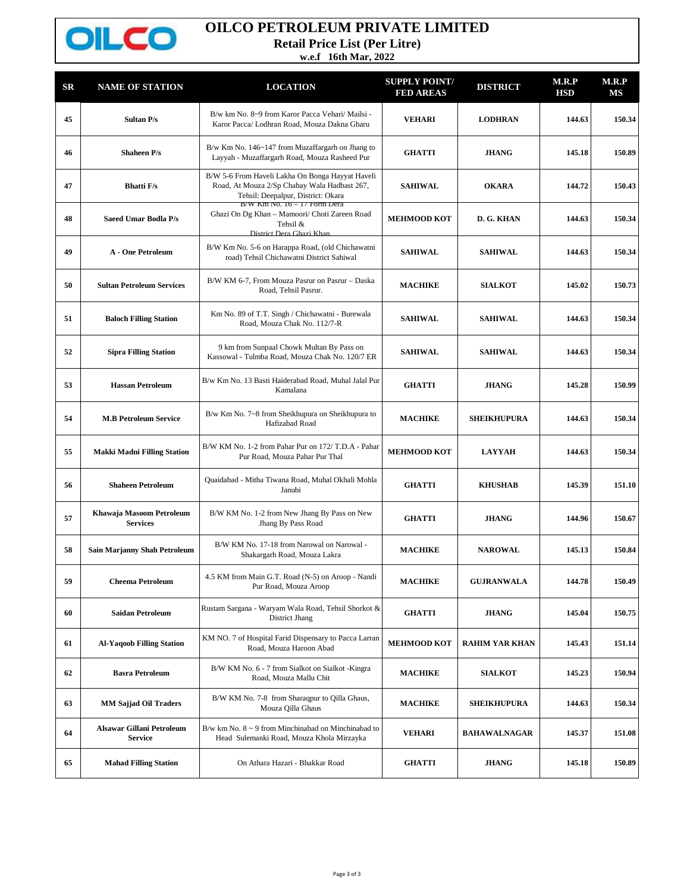# OILCO PETROLEUM PRIVATE LIMITED

**Retail Price List (Per Litre)**

**w.e.f 16th Mar, 2022**

| SR | NAME OF STATION | LOCATION | SUPPLY POINT/ FED AREAS | DISTRICT | M.R.P HSD | M.R.P MS |
|---|---|---|---|---|---|---|
| 45 | Sultan P/s | B/w km No. 8~9 from Karor Pacca Vehari/ Mailsi - Karor Pacca/ Lodhran Road, Mouza Dakna Gharu | VEHARI | LODHRAN | 144.63 | 150.34 |
| 46 | Shaheen P/s | B/w Km No. 146~147 from Muzaffargarh on Jhang to Layyah - Muzaffargarh Road, Mouza Rasheed Pur | GHATTI | JHANG | 145.18 | 150.89 |
| 47 | Bhatti F/s | B/W 5-6 From Haveli Lakha On Bonga Hayyat Haveli Road, At Mouza 2/Sp Chabay Wala Hadbast 267, Tehsil: Deepalpur, District: Okara | SAHIWAL | OKARA | 144.72 | 150.43 |
| 48 | Saeed Umar Bodla P/s | B/W Km No. 16 – 17 Form Dera Ghazi On Dg Khan – Mamoori/ Choti Zareen Road Tehsil & District Dera Ghazi Khan | MEHMOOD KOT | D. G. KHAN | 144.63 | 150.34 |
| 49 | A - One Petroleum | B/W Km No. 5-6 on Harappa Road, (old Chichawatni road) Tehsil Chichawatni District Sahiwal | SAHIWAL | SAHIWAL | 144.63 | 150.34 |
| 50 | Sultan Petroleum Services | B/W KM 6-7, From Mouza Pasrur on Pasrur – Daska Road, Tehsil Pasrur. | MACHIKE | SIALKOT | 145.02 | 150.73 |
| 51 | Baloch Filling Station | Km No. 89 of T.T. Singh / Chichawatni - Burewala Road, Mouza Chak No. 112/7-R | SAHIWAL | SAHIWAL | 144.63 | 150.34 |
| 52 | Sipra Filling Station | 9 km from Sunpaal Chowk Multan By Pass on Kassowal - Tulmba Road, Mouza Chak No. 120/7 ER | SAHIWAL | SAHIWAL | 144.63 | 150.34 |
| 53 | Hassan Petroleum | B/w Km No. 13 Basti Haiderabad Road, Muhal Jalal Pur Kamalana | GHATTI | JHANG | 145.28 | 150.99 |
| 54 | M.B Petroleum Service | B/w Km No. 7~8 from Sheikhupura on Sheikhupura to Hafizabad Road | MACHIKE | SHEIKHUPURA | 144.63 | 150.34 |
| 55 | Makki Madni Filling Station | B/W KM No. 1-2 from Pahar Pur on 172/ T.D.A - Pahar Pur Road, Mouza Pahar Pur Thal | MEHMOOD KOT | LAYYAH | 144.63 | 150.34 |
| 56 | Shaheen Petroleum | Quaidabad - Mitha Tiwana Road, Muhal Okhali Mohla Janubi | GHATTI | KHUSHAB | 145.39 | 151.10 |
| 57 | Khawaja Masoom Petroleum Services | B/W KM No. 1-2 from New Jhang By Pass on New Jhang By Pass Road | GHATTI | JHANG | 144.96 | 150.67 |
| 58 | Sain Marjanny Shah Petroleum | B/W KM No. 17-18 from Narowal on Narowal - Shakargarh Road, Mouza Lakra | MACHIKE | NAROWAL | 145.13 | 150.84 |
| 59 | Cheema Petroleum | 4.5 KM from Main G.T. Road (N-5) on Aroop - Nandi Pur Road, Mouza Aroop | MACHIKE | GUJRANWALA | 144.78 | 150.49 |
| 60 | Saidan Petroleum | Rustam Sargana - Waryam Wala Road, Tehsil Shorkot & District Jhang | GHATTI | JHANG | 145.04 | 150.75 |
| 61 | Al-Yaqoob Filling Station | KM NO. 7 of Hospital Farid Dispensary to Pacca Larran Road, Mouza Haroon Abad | MEHMOOD KOT | RAHIM YAR KHAN | 145.43 | 151.14 |
| 62 | Basra Petroleum | B/W KM No. 6 - 7 from Sialkot on Sialkot -Kingra Road, Mouza Mallu Chit | MACHIKE | SIALKOT | 145.23 | 150.94 |
| 63 | MM Sajjad Oil Traders | B/W KM No. 7-8 from Sharaqpur to Qilla Ghaus, Mouza Qilla Ghaus | MACHIKE | SHEIKHUPURA | 144.63 | 150.34 |
| 64 | Alsawar Gillani Petroleum Service | B/w km No. 8 ~ 9 from Minchinabad on Minchinabad to Head Sulemanki Road, Mouza Khola Mirzayka | VEHARI | BAHAWALNAGAR | 145.37 | 151.08 |
| 65 | Mahad Filling Station | On Athara Hazari - Bhakkar Road | GHATTI | JHANG | 145.18 | 150.89 |